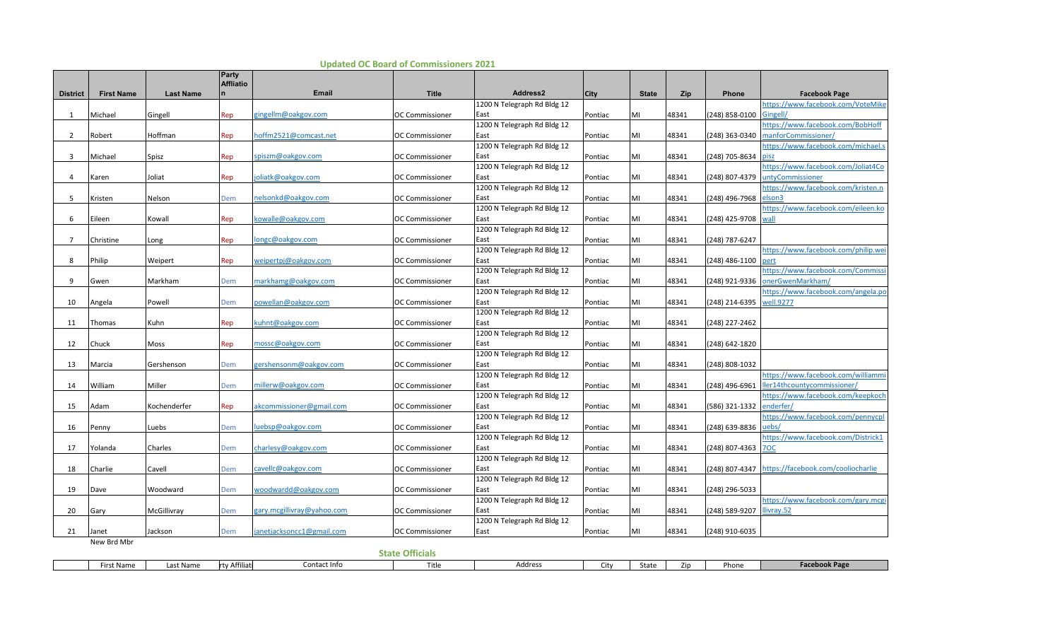## Updated OC Board of Commissioners 2021

| District | First Name | Last Name | Party Affiliation | Email | Title | Address2 | City | State | Zip | Phone | Facebook Page |
|---|---|---|---|---|---|---|---|---|---|---|---|
| 1 | Michael | Gingell | Rep | gingellm@oakgov.com | OC Commissioner | 1200 N Telegraph Rd Bldg 12 East | Pontiac | MI | 48341 | (248) 858-0100 | https://www.facebook.com/VoteMikeGingell/ |
| 2 | Robert | Hoffman | Rep | hoffm2521@comcast.net | OC Commissioner | 1200 N Telegraph Rd Bldg 12 East | Pontiac | MI | 48341 | (248) 363-0340 | https://www.facebook.com/BobHoffmanforCommissioner/ |
| 3 | Michael | Spisz | Rep | spiszm@oakgov.com | OC Commissioner | 1200 N Telegraph Rd Bldg 12 East | Pontiac | MI | 48341 | (248) 705-8634 | https://www.facebook.com/michael.spisz |
| 4 | Karen | Joliat | Rep | joliatk@oakgov.com | OC Commissioner | 1200 N Telegraph Rd Bldg 12 East | Pontiac | MI | 48341 | (248) 807-4379 | https://www.facebook.com/Joliat4CountyCommissioner |
| 5 | Kristen | Nelson | Dem | nelsonkd@oakgov.com | OC Commissioner | 1200 N Telegraph Rd Bldg 12 East | Pontiac | MI | 48341 | (248) 496-7968 | https://www.facebook.com/kristen.nelson3 |
| 6 | Eileen | Kowall | Rep | kowalle@oakgov.com | OC Commissioner | 1200 N Telegraph Rd Bldg 12 East | Pontiac | MI | 48341 | (248) 425-9708 | https://www.facebook.com/eileen.kowall |
| 7 | Christine | Long | Rep | longc@oakgov.com | OC Commissioner | 1200 N Telegraph Rd Bldg 12 East | Pontiac | MI | 48341 | (248) 787-6247 | |
| 8 | Philip | Weipert | Rep | weipertpj@oakgov.com | OC Commissioner | 1200 N Telegraph Rd Bldg 12 East | Pontiac | MI | 48341 | (248) 486-1100 | https://www.facebook.com/philip.weipert |
| 9 | Gwen | Markham | Dem | markhamg@oakgov.com | OC Commissioner | 1200 N Telegraph Rd Bldg 12 East | Pontiac | MI | 48341 | (248) 921-9336 | https://www.facebook.com/CommissionerGwenMarkham/ |
| 10 | Angela | Powell | Dem | powellan@oakgov.com | OC Commissioner | 1200 N Telegraph Rd Bldg 12 East | Pontiac | MI | 48341 | (248) 214-6395 | https://www.facebook.com/angela.powell.9277 |
| 11 | Thomas | Kuhn | Rep | kuhnt@oakgov.com | OC Commissioner | 1200 N Telegraph Rd Bldg 12 East | Pontiac | MI | 48341 | (248) 227-2462 | |
| 12 | Chuck | Moss | Rep | mossc@oakgov.com | OC Commissioner | 1200 N Telegraph Rd Bldg 12 East | Pontiac | MI | 48341 | (248) 642-1820 | |
| 13 | Marcia | Gershenson | Dem | gershensonm@oakgov.com | OC Commissioner | 1200 N Telegraph Rd Bldg 12 East | Pontiac | MI | 48341 | (248) 808-1032 | |
| 14 | William | Miller | Dem | millerw@oakgov.com | OC Commissioner | 1200 N Telegraph Rd Bldg 12 East | Pontiac | MI | 48341 | (248) 496-6961 | https://www.facebook.com/williammiller14thcountycommissioner/ |
| 15 | Adam | Kochenderfer | Rep | akcommissioner@gmail.com | OC Commissioner | 1200 N Telegraph Rd Bldg 12 East | Pontiac | MI | 48341 | (586) 321-1332 | https://www.facebook.com/keepkochenderfer/ |
| 16 | Penny | Luebs | Dem | luebsp@oakgov.com | OC Commissioner | 1200 N Telegraph Rd Bldg 12 East | Pontiac | MI | 48341 | (248) 639-8836 | https://www.facebook.com/pennycpluebs/ |
| 17 | Yolanda | Charles | Dem | charlesy@oakgov.com | OC Commissioner | 1200 N Telegraph Rd Bldg 12 East | Pontiac | MI | 48341 | (248) 807-4363 | https://www.facebook.com/District17OC |
| 18 | Charlie | Cavell | Dem | cavellc@oakgov.com | OC Commissioner | 1200 N Telegraph Rd Bldg 12 East | Pontiac | MI | 48341 | (248) 807-4347 | https://facebook.com/cooliocharlie |
| 19 | Dave | Woodward | Dem | woodwardd@oakgov.com | OC Commissioner | 1200 N Telegraph Rd Bldg 12 East | Pontiac | MI | 48341 | (248) 296-5033 | |
| 20 | Gary | McGillivray | Dem | gary.mcgillivray@yahoo.com | OC Commissioner | 1200 N Telegraph Rd Bldg 12 East | Pontiac | MI | 48341 | (248) 589-9207 | https://www.facebook.com/gary.mcgillivray.52 |
| 21 | Janet | Jackson | Dem | janetjacksoncc1@gmail.com | OC Commissioner | 1200 N Telegraph Rd Bldg 12 East | Pontiac | MI | 48341 | (248) 910-6035 | |

New Brd Mbr

## State Officials

| | First Name | Last Name | rty Affiliati | Contact Info | Title | Address | City | State | Zip | Phone | Facebook Page |
|---|---|---|---|---|---|---|---|---|---|---|---|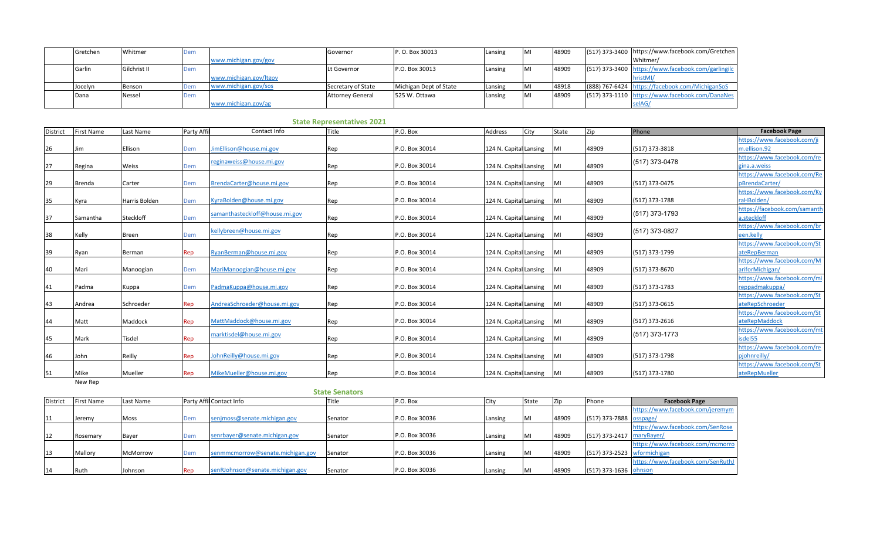| | | | | | | | | | | | |
|---|---|---|---|---|---|---|---|---|---|---|---|
| Gretchen | Whitmer | Dem | www.michigan.gov/gov | Governor | P. O. Box 30013 | Lansing | MI | 48909 | (517) 373-3400 | https://www.facebook.com/GretchenWhitmer/ |
| Garlin | Gilchrist II | Dem | www.michigan.gov/ltgov | Lt Governor | P.O. Box 30013 | Lansing | MI | 48909 | (517) 373-3400 | https://www.facebook.com/garlingilchristMI/ |
| Jocelyn | Benson | Dem | www.michigan.gov/sos | Secretary of State | Michigan Dept of State | Lansing | MI | 48918 | (888) 767-6424 | https://facebook.com/MichiganSoS |
| Dana | Nessel | Dem | www.michigan.gov/ag | Attorney General | 525 W. Ottawa | Lansing | MI | 48909 | (517) 373-1110 | https://www.facebook.com/DanaNesselAG/ |

## State Representatives 2021

| District | First Name | Last Name | Party Affil | Contact Info | Title | P.O. Box | Address | City | State | Zip | Phone | Facebook Page |
|---|---|---|---|---|---|---|---|---|---|---|---|---|
| 26 | Jim | Ellison | Dem | JimEllison@house.mi.gov | Rep | P.O. Box 30014 | 124 N. Capital | Lansing | MI | 48909 | (517) 373-3818 | https://www.facebook.com/jim.ellison.92 |
| 27 | Regina | Weiss | Dem | reginaweiss@house.mi.gov | Rep | P.O. Box 30014 | 124 N. Capital | Lansing | MI | 48909 | (517) 373-0478 | https://www.facebook.com/regina.a.weiss |
| 29 | Brenda | Carter | Dem | BrendaCarter@house.mi.gov | Rep | P.O. Box 30014 | 124 N. Capital | Lansing | MI | 48909 | (517) 373-0475 | https://www.facebook.com/RepBrendaCarter/ |
| 35 | Kyra | Harris Bolden | Dem | KyraBolden@house.mi.gov | Rep | P.O. Box 30014 | 124 N. Capital | Lansing | MI | 48909 | (517) 373-1788 | https://www.facebook.com/KyraHBolden/ |
| 37 | Samantha | Steckloff | Dem | samanthasteckloff@house.mi.gov | Rep | P.O. Box 30014 | 124 N. Capital | Lansing | MI | 48909 | (517) 373-1793 | https://facebook.com/samantha.steckloff |
| 38 | Kelly | Breen | Dem | kellybreen@house.mi.gov | Rep | P.O. Box 30014 | 124 N. Capital | Lansing | MI | 48909 | (517) 373-0827 | https://www.facebook.com/breen.kelly |
| 39 | Ryan | Berman | Rep | RyanBerman@house.mi.gov | Rep | P.O. Box 30014 | 124 N. Capital | Lansing | MI | 48909 | (517) 373-1799 | https://www.facebook.com/StateRepBerman |
| 40 | Mari | Manoogian | Dem | MariManoogian@house.mi.gov | Rep | P.O. Box 30014 | 124 N. Capital | Lansing | MI | 48909 | (517) 373-8670 | https://www.facebook.com/MariforMichigan/ |
| 41 | Padma | Kuppa | Dem | PadmaKuppa@house.mi.gov | Rep | P.O. Box 30014 | 124 N. Capital | Lansing | MI | 48909 | (517) 373-1783 | https://www.facebook.com/mireppadmakuppa/ |
| 43 | Andrea | Schroeder | Rep | AndreaSchroeder@house.mi.gov | Rep | P.O. Box 30014 | 124 N. Capital | Lansing | MI | 48909 | (517) 373-0615 | https://www.facebook.com/StateRepSchroeder |
| 44 | Matt | Maddock | Rep | MattMaddock@house.mi.gov | Rep | P.O. Box 30014 | 124 N. Capital | Lansing | MI | 48909 | (517) 373-2616 | https://www.facebook.com/StateRepMaddock |
| 45 | Mark | Tisdel | Rep | marktisdel@house.mi.gov | Rep | P.O. Box 30014 | 124 N. Capital | Lansing | MI | 48909 | (517) 373-1773 | https://www.facebook.com/mtisdel55 |
| 46 | John | Reilly | Rep | JohnReilly@house.mi.gov | Rep | P.O. Box 30014 | 124 N. Capital | Lansing | MI | 48909 | (517) 373-1798 | https://www.facebook.com/repjohnreilly/ |
| 51 | Mike | Mueller | Rep | MikeMueller@house.mi.gov | Rep | P.O. Box 30014 | 124 N. Capital | Lansing | MI | 48909 | (517) 373-1780 | https://www.facebook.com/StateRepMueller |
| | New Rep | | | | | | | | | | | |

## State Senators

| District | First Name | Last Name | Party Affil | Contact Info | Title | P.O. Box | City | State | Zip | Phone | Facebook Page |
|---|---|---|---|---|---|---|---|---|---|---|---|
| 11 | Jeremy | Moss | Dem | senjmoss@senate.michigan.gov | Senator | P.O. Box 30036 | Lansing | MI | 48909 | (517) 373-7888 | https://www.facebook.com/jeremymosspage/ |
| 12 | Rosemary | Bayer | Dem | senrbayer@senate.michigan.gov | Senator | P.O. Box 30036 | Lansing | MI | 48909 | (517) 373-2417 | https://www.facebook.com/SenRoseMaryBayer/ |
| 13 | Mallory | McMorrow | Dem | senmmcmorrow@senate.michigan.gov | Senator | P.O. Box 30036 | Lansing | MI | 48909 | (517) 373-2523 | https://www.facebook.com/mcmorrowformichigan |
| 14 | Ruth | Johnson | Rep | senRJohnson@senate.michigan.gov | Senator | P.O. Box 30036 | Lansing | MI | 48909 | (517) 373-1636 | https://www.facebook.com/SenRuthJohnson |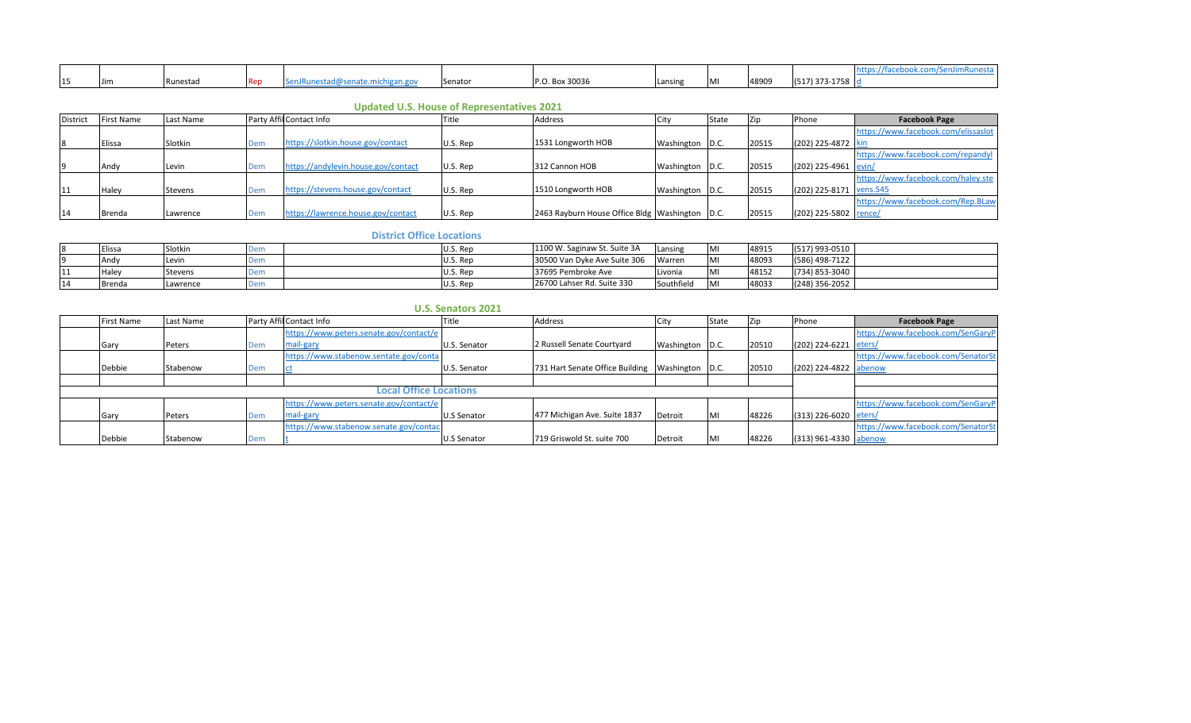| | | | | | | | | | | | |
|---|---|---|---|---|---|---|---|---|---|---|---|
| 15 | Jim | Runestad | Rep | SenJRunestad@senate.michigan.gov | Senator | P.O. Box 30036 | Lansing | MI | 48909 | (517) 373-1758 | https://facebook.com/SenJimRunestad |

## Updated U.S. House of Representatives 2021

| District | First Name | Last Name | Party Affil | Contact Info | Title | Address | City | State | Zip | Phone | Facebook Page |
|---|---|---|---|---|---|---|---|---|---|---|---|
| 8 | Elissa | Slotkin | Dem | https://slotkin.house.gov/contact | U.S. Rep | 1531 Longworth HOB | Washington | D.C. | 20515 | (202) 225-4872 | https://www.facebook.com/elissaslotkin |
| 9 | Andy | Levin | Dem | https://andylevin.house.gov/contact | U.S. Rep | 312 Cannon HOB | Washington | D.C. | 20515 | (202) 225-4961 | https://www.facebook.com/repandylevin/ |
| 11 | Haley | Stevens | Dem | https://stevens.house.gov/contact | U.S. Rep | 1510 Longworth HOB | Washington | D.C. | 20515 | (202) 225-8171 | https://www.facebook.com/haley.stevens.545 |
| 14 | Brenda | Lawrence | Dem | https://lawrence.house.gov/contact | U.S. Rep | 2463 Rayburn House Office Bldg | Washington | D.C. | 20515 | (202) 225-5802 | https://www.facebook.com/Rep.BLawrence/ |

## District Office Locations

| | | | | | | | | | | | |
|---|---|---|---|---|---|---|---|---|---|---|---|
| 8 | Elissa | Slotkin | Dem | | U.S. Rep | 1100 W. Saginaw St. Suite 3A | Lansing | MI | 48915 | (517) 993-0510 | |
| 9 | Andy | Levin | Dem | | U.S. Rep | 30500 Van Dyke Ave Suite 306 | Warren | MI | 48093 | (586) 498-7122 | |
| 11 | Haley | Stevens | Dem | | U.S. Rep | 37695 Pembroke Ave | Livonia | MI | 48152 | (734) 853-3040 | |
| 14 | Brenda | Lawrence | Dem | | U.S. Rep | 26700 Lahser Rd. Suite 330 | Southfield | MI | 48033 | (248) 356-2052 | |

## U.S. Senators 2021

| | First Name | Last Name | Party Affil | Contact Info | Title | Address | City | State | Zip | Phone | Facebook Page |
|---|---|---|---|---|---|---|---|---|---|---|---|
| | Gary | Peters | Dem | https://www.peters.senate.gov/contact/email-gary | U.S. Senator | 2 Russell Senate Courtyard | Washington | D.C. | 20510 | (202) 224-6221 | https://www.facebook.com/SenGaryPeters/ |
| | Debbie | Stabenow | Dem | https://www.stabenow.sentate.gov/contact | U.S. Senator | 731 Hart Senate Office Building | Washington | D.C. | 20510 | (202) 224-4822 | https://www.facebook.com/SenatorStabenow |
| | | | | | | | | | | | |
| | | | | **Local Office Locations** | | | | | | | |
| | Gary | Peters | Dem | https://www.peters.senate.gov/contact/email-gary | U.S Senator | 477 Michigan Ave. Suite 1837 | Detroit | MI | 48226 | (313) 226-6020 | https://www.facebook.com/SenGaryPeters/ |
| | Debbie | Stabenow | Dem | https://www.stabenow.senate.gov/contact | U.S Senator | 719 Griswold St. suite 700 | Detroit | MI | 48226 | (313) 961-4330 | https://www.facebook.com/SenatorStabenow |